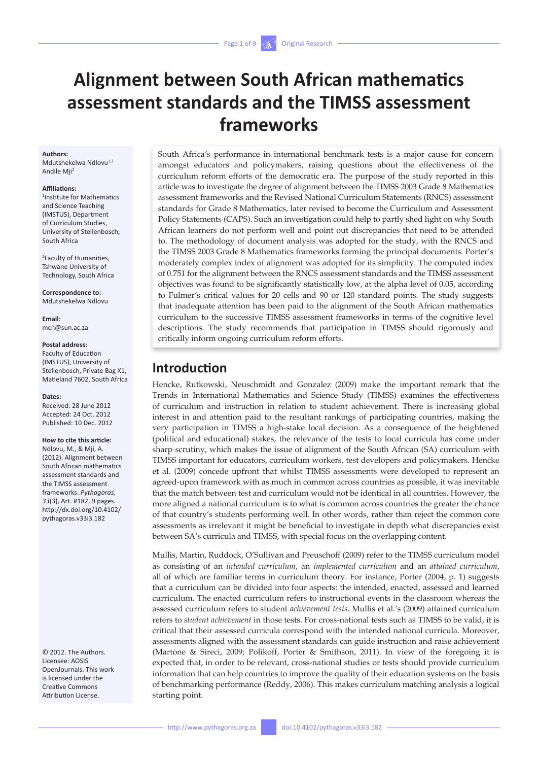# Alignment between South African mathematics assessment standards and the TIMSS assessment frameworks

**Authors:**
Mdutshekelwa Ndlovu[1,2]
Andile Mji[2]

**Affiliations:**
[1]Institute for Mathematics and Science Teaching (IMSTUS), Department of Curriculum Studies, University of Stellenbosch, South Africa

[2]Faculty of Humanities, Tshwane University of Technology, South Africa

**Correspondence to:**
Mdutshekelwa Ndlovu

**Email**:
mcn@sun.ac.za

**Postal address:**
Faculty of Education (IMSTUS), University of Stellenbosch, Private Bag X1, Matieland 7602, South Africa

**Dates:**
Received: 28 June 2012
Accepted: 24 Oct. 2012
Published: 10 Dec. 2012

**How to cite this article:**
Ndlovu, M., & Mji, A. (2012). Alignment between South African mathematics assessment standards and the TIMSS assessment frameworks. *Pythagoras, 33*(3), Art. #182, 9 pages. http://dx.doi.org/10.4102/pythagoras.v33i3.182

© 2012. The Authors. Licensee: AOSIS OpenJournals. This work is licensed under the Creative Commons Attribution License.

South Africa's performance in international benchmark tests is a major cause for concern amongst educators and policymakers, raising questions about the effectiveness of the curriculum reform efforts of the democratic era. The purpose of the study reported in this article was to investigate the degree of alignment between the TIMSS 2003 Grade 8 Mathematics assessment frameworks and the Revised National Curriculum Statements (RNCS) assessment standards for Grade 8 Mathematics, later revised to become the Curriculum and Assessment Policy Statements (CAPS). Such an investigation could help to partly shed light on why South African learners do not perform well and point out discrepancies that need to be attended to. The methodology of document analysis was adopted for the study, with the RNCS and the TIMSS 2003 Grade 8 Mathematics frameworks forming the principal documents. Porter's moderately complex index of alignment was adopted for its simplicity. The computed index of 0.751 for the alignment between the RNCS assessment standards and the TIMSS assessment objectives was found to be significantly statistically low, at the alpha level of 0.05, according to Fulmer's critical values for 20 cells and 90 or 120 standard points. The study suggests that inadequate attention has been paid to the alignment of the South African mathematics curriculum to the successive TIMSS assessment frameworks in terms of the cognitive level descriptions. The study recommends that participation in TIMSS should rigorously and critically inform ongoing curriculum reform efforts.

## Introduction

Hencke, Rutkowski, Neuschmidt and Gonzalez (2009) make the important remark that the Trends in International Mathematics and Science Study (TIMSS) examines the effectiveness of curriculum and instruction in relation to student achievement. There is increasing global interest in and attention paid to the resultant rankings of participating countries, making the very participation in TIMSS a high-stake local decision. As a consequence of the heightened (political and educational) stakes, the relevance of the tests to local curricula has come under sharp scrutiny, which makes the issue of alignment of the South African (SA) curriculum with TIMSS important for educators, curriculum workers, test developers and policymakers. Hencke et al. (2009) concede upfront that whilst TIMSS assessments were developed to represent an agreed-upon framework with as much in common across countries as possible, it was inevitable that the match between test and curriculum would not be identical in all countries. However, the more aligned a national curriculum is to what is common across countries the greater the chance of that country's students performing well. In other words, rather than reject the common core assessments as irrelevant it might be beneficial to investigate in depth what discrepancies exist between SA's curricula and TIMSS, with special focus on the overlapping content.

Mullis, Martin, Ruddock, O'Sullivan and Preuschoff (2009) refer to the TIMSS curriculum model as consisting of an *intended curriculum*, an *implemented curriculum* and an *attained curriculum*, all of which are familiar terms in curriculum theory. For instance, Porter (2004, p. 1) suggests that a curriculum can be divided into four aspects: the intended, enacted, assessed and learned curriculum. The enacted curriculum refers to instructional events in the classroom whereas the assessed curriculum refers to student *achievement tests*. Mullis et al.'s (2009) attained curriculum refers to *student achievement* in those tests. For cross-national tests such as TIMSS to be valid, it is critical that their assessed curricula correspond with the intended national curricula. Moreover, assessments aligned with the assessment standards can guide instruction and raise achievement (Martone & Sireci, 2009; Polikoff, Porter & Smithson, 2011). In view of the foregoing it is expected that, in order to be relevant, cross-national studies or tests should provide curriculum information that can help countries to improve the quality of their education systems on the basis of benchmarking performance (Reddy, 2006). This makes curriculum matching analysis a logical starting point.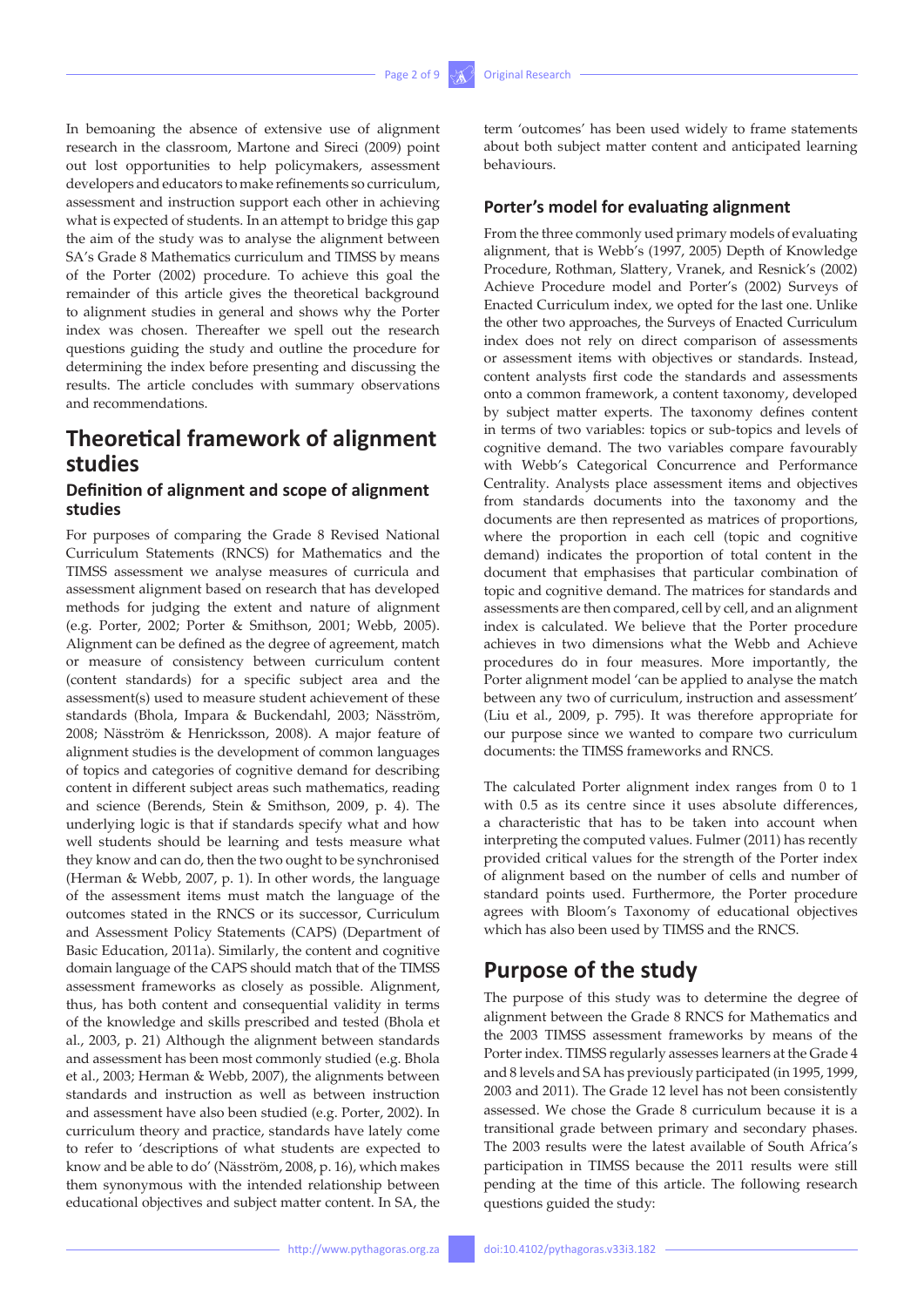In bemoaning the absence of extensive use of alignment research in the classroom, Martone and Sireci (2009) point out lost opportunities to help policymakers, assessment developers and educators to make refinements so curriculum, assessment and instruction support each other in achieving what is expected of students. In an attempt to bridge this gap the aim of the study was to analyse the alignment between SA's Grade 8 Mathematics curriculum and TIMSS by means of the Porter (2002) procedure. To achieve this goal the remainder of this article gives the theoretical background to alignment studies in general and shows why the Porter index was chosen. Thereafter we spell out the research questions guiding the study and outline the procedure for determining the index before presenting and discussing the results. The article concludes with summary observations and recommendations.

# Theoretical framework of alignment studies

## Definition of alignment and scope of alignment studies

For purposes of comparing the Grade 8 Revised National Curriculum Statements (RNCS) for Mathematics and the TIMSS assessment we analyse measures of curricula and assessment alignment based on research that has developed methods for judging the extent and nature of alignment (e.g. Porter, 2002; Porter & Smithson, 2001; Webb, 2005). Alignment can be defined as the degree of agreement, match or measure of consistency between curriculum content (content standards) for a specific subject area and the assessment(s) used to measure student achievement of these standards (Bhola, Impara & Buckendahl, 2003; Näsström, 2008; Näsström & Henricksson, 2008). A major feature of alignment studies is the development of common languages of topics and categories of cognitive demand for describing content in different subject areas such mathematics, reading and science (Berends, Stein & Smithson, 2009, p. 4). The underlying logic is that if standards specify what and how well students should be learning and tests measure what they know and can do, then the two ought to be synchronised (Herman & Webb, 2007, p. 1). In other words, the language of the assessment items must match the language of the outcomes stated in the RNCS or its successor, Curriculum and Assessment Policy Statements (CAPS) (Department of Basic Education, 2011a). Similarly, the content and cognitive domain language of the CAPS should match that of the TIMSS assessment frameworks as closely as possible. Alignment, thus, has both content and consequential validity in terms of the knowledge and skills prescribed and tested (Bhola et al., 2003, p. 21) Although the alignment between standards and assessment has been most commonly studied (e.g. Bhola et al., 2003; Herman & Webb, 2007), the alignments between standards and instruction as well as between instruction and assessment have also been studied (e.g. Porter, 2002). In curriculum theory and practice, standards have lately come to refer to 'descriptions of what students are expected to know and be able to do' (Näsström, 2008, p. 16), which makes them synonymous with the intended relationship between educational objectives and subject matter content. In SA, the term 'outcomes' has been used widely to frame statements about both subject matter content and anticipated learning behaviours.

## Porter's model for evaluating alignment

From the three commonly used primary models of evaluating alignment, that is Webb's (1997, 2005) Depth of Knowledge Procedure, Rothman, Slattery, Vranek, and Resnick's (2002) Achieve Procedure model and Porter's (2002) Surveys of Enacted Curriculum index, we opted for the last one. Unlike the other two approaches, the Surveys of Enacted Curriculum index does not rely on direct comparison of assessments or assessment items with objectives or standards. Instead, content analysts first code the standards and assessments onto a common framework, a content taxonomy, developed by subject matter experts. The taxonomy defines content in terms of two variables: topics or sub-topics and levels of cognitive demand. The two variables compare favourably with Webb's Categorical Concurrence and Performance Centrality. Analysts place assessment items and objectives from standards documents into the taxonomy and the documents are then represented as matrices of proportions, where the proportion in each cell (topic and cognitive demand) indicates the proportion of total content in the document that emphasises that particular combination of topic and cognitive demand. The matrices for standards and assessments are then compared, cell by cell, and an alignment index is calculated. We believe that the Porter procedure achieves in two dimensions what the Webb and Achieve procedures do in four measures. More importantly, the Porter alignment model 'can be applied to analyse the match between any two of curriculum, instruction and assessment' (Liu et al., 2009, p. 795). It was therefore appropriate for our purpose since we wanted to compare two curriculum documents: the TIMSS frameworks and RNCS.

The calculated Porter alignment index ranges from 0 to 1 with 0.5 as its centre since it uses absolute differences, a characteristic that has to be taken into account when interpreting the computed values. Fulmer (2011) has recently provided critical values for the strength of the Porter index of alignment based on the number of cells and number of standard points used. Furthermore, the Porter procedure agrees with Bloom's Taxonomy of educational objectives which has also been used by TIMSS and the RNCS.

# Purpose of the study

The purpose of this study was to determine the degree of alignment between the Grade 8 RNCS for Mathematics and the 2003 TIMSS assessment frameworks by means of the Porter index. TIMSS regularly assesses learners at the Grade 4 and 8 levels and SA has previously participated (in 1995, 1999, 2003 and 2011). The Grade 12 level has not been consistently assessed. We chose the Grade 8 curriculum because it is a transitional grade between primary and secondary phases. The 2003 results were the latest available of South Africa's participation in TIMSS because the 2011 results were still pending at the time of this article. The following research questions guided the study: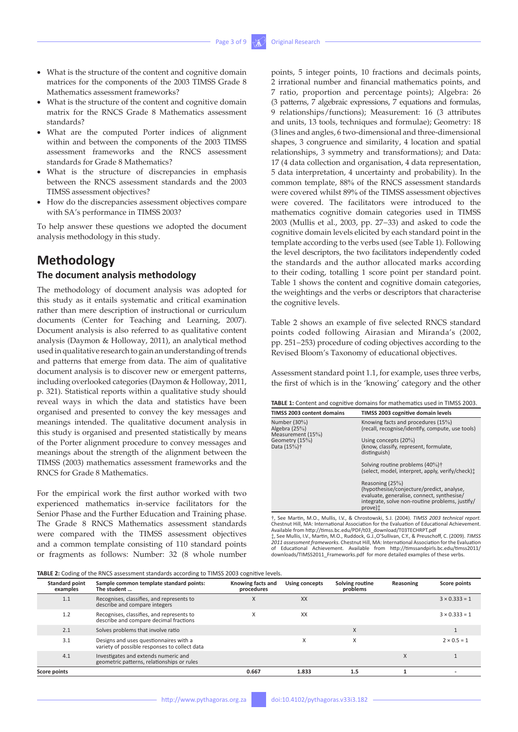- What is the structure of the content and cognitive domain matrices for the components of the 2003 TIMSS Grade 8 Mathematics assessment frameworks?
- What is the structure of the content and cognitive domain matrix for the RNCS Grade 8 Mathematics assessment standards?
- What are the computed Porter indices of alignment within and between the components of the 2003 TIMSS assessment frameworks and the RNCS assessment standards for Grade 8 Mathematics?
- What is the structure of discrepancies in emphasis between the RNCS assessment standards and the 2003 TIMSS assessment objectives?
- How do the discrepancies assessment objectives compare with SA's performance in TIMSS 2003?

To help answer these questions we adopted the document analysis methodology in this study.

# Methodology

## The document analysis methodology

The methodology of document analysis was adopted for this study as it entails systematic and critical examination rather than mere description of instructional or curriculum documents (Center for Teaching and Learning, 2007). Document analysis is also referred to as qualitative content analysis (Daymon & Holloway, 2011), an analytical method used in qualitative research to gain an understanding of trends and patterns that emerge from data. The aim of qualitative document analysis is to discover new or emergent patterns, including overlooked categories (Daymon & Holloway, 2011, p. 321). Statistical reports within a qualitative study should reveal ways in which the data and statistics have been organised and presented to convey the key messages and meanings intended. The qualitative document analysis in this study is organised and presented statistically by means of the Porter alignment procedure to convey messages and meanings about the strength of the alignment between the TIMSS (2003) mathematics assessment frameworks and the RNCS for Grade 8 Mathematics.

For the empirical work the first author worked with two experienced mathematics in-service facilitators for the Senior Phase and the Further Education and Training phase. The Grade 8 RNCS Mathematics assessment standards were compared with the TIMSS assessment objectives and a common template consisting of 110 standard points or fragments as follows: Number: 32 (8 whole number points, 5 integer points, 10 fractions and decimals points, 2 irrational number and financial mathematics points, and 7 ratio, proportion and percentage points); Algebra: 26 (3 patterns, 7 algebraic expressions, 7 equations and formulas, 9 relationships/functions); Measurement: 16 (3 attributes and units, 13 tools, techniques and formulae); Geometry: 18 (3 lines and angles, 6 two-dimensional and three-dimensional shapes, 3 congruence and similarity, 4 location and spatial relationships, 3 symmetry and transformations); and Data: 17 (4 data collection and organisation, 4 data representation, 5 data interpretation, 4 uncertainty and probability). In the common template, 88% of the RNCS assessment standards were covered whilst 89% of the TIMSS assessment objectives were covered. The facilitators were introduced to the mathematics cognitive domain categories used in TIMSS 2003 (Mullis et al., 2003, pp. 27–33) and asked to code the cognitive domain levels elicited by each standard point in the template according to the verbs used (see Table 1). Following the level descriptors, the two facilitators independently coded the standards and the author allocated marks according to their coding, totalling 1 score point per standard point. Table 1 shows the content and cognitive domain categories, the weightings and the verbs or descriptors that characterise the cognitive levels.

Table 2 shows an example of five selected RNCS standard points coded following Airasian and Miranda's (2002, pp. 251–253) procedure of coding objectives according to the Revised Bloom's Taxonomy of educational objectives.

Assessment standard point 1.1, for example, uses three verbs, the first of which is in the 'knowing' category and the other

**TABLE 1:** Content and cognitive domains for mathematics used in TIMSS 2003.

| TIMSS 2003 content domains | TIMSS 2003 cognitive domain levels |
|---|---|
| Number (30%)<br>Algebra (25%)<br>Measurement (15%)<br>Geometry (15%)<br>Data (15%)† | Knowing facts and procedures (15%)<br>(recall, recognise/identify, compute, use tools) |
| | Using concepts (20%)<br>(know, classify, represent, formulate, distinguish) |
| | Solving routine problems (40%)†<br>(select, model, interpret, apply, verify/check)‡ |
| | Reasoning (25%)<br>(hypothesise/conjecture/predict, analyse, evaluate, generalise, connect, synthesise/integrate, solve non-routine problems, justify/prove)‡ |

†, See Martin, M.O., Mullis, I.V., & Chrostowski, S.J. (2004). *TIMSS 2003 technical report*. Chestnut Hill, MA: International Association for the Evaluation of Educational Achievement. Available from http://timss.bc.edu/PDF/t03_download/T03TECHRPT.pdf
‡, See Mullis, I.V., Martin, M.O., Ruddock, G.J., O'Sullivan, C.Y., & Preuschoff, C. (2009). *TIMSS 2011 assessment frameworks*. Chestnut Hill, MA: International Association for the Evaluation of Educational Achievement. Available from http://timssandpirls.bc.edu/timss2011/downloads/TIMSS2011_Frameworks.pdf for more detailed examples of these verbs.

**TABLE 2:** Coding of the RNCS assessment standards according to TIMSS 2003 cognitive levels.

| Standard point examples | Sample common template standard points: The student … | Knowing facts and procedures | Using concepts | Solving routine problems | Reasoning | Score points |
|---|---|---|---|---|---|---|
| 1.1 | Recognises, classifies, and represents to describe and compare integers | X | XX | | | $3 \times 0.333 = 1$ |
| 1.2 | Recognises, classifies, and represents to describe and compare decimal fractions | X | XX | | | $3 \times 0.333 = 1$ |
| 2.1 | Solves problems that involve ratio | | | X | | 1 |
| 3.1 | Designs and uses questionnaires with a variety of possible responses to collect data | | X | X | | $2 \times 0.5 = 1$ |
| 4.1 | Investigates and extends numeric and geometric patterns, relationships or rules | | | | X | 1 |
| **Score points** | | 0.667 | 1.833 | 1.5 | 1 | - |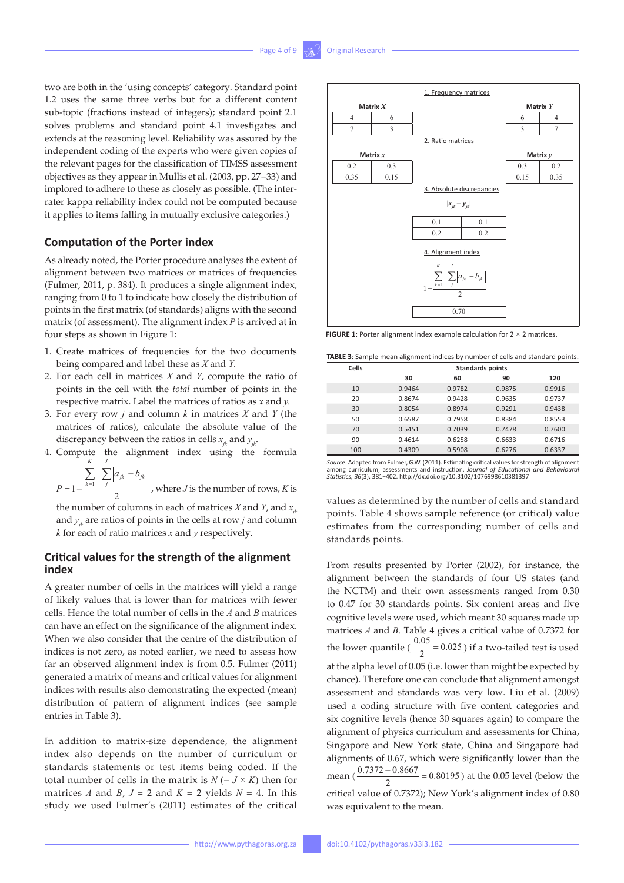two are both in the 'using concepts' category. Standard point 1.2 uses the same three verbs but for a different content sub-topic (fractions instead of integers); standard point 2.1 solves problems and standard point 4.1 investigates and extends at the reasoning level. Reliability was assured by the independent coding of the experts who were given copies of the relevant pages for the classification of TIMSS assessment objectives as they appear in Mullis et al. (2003, pp. 27–33) and implored to adhere to these as closely as possible. (The inter-rater kappa reliability index could not be computed because it applies to items falling in mutually exclusive categories.)

## Computation of the Porter index

As already noted, the Porter procedure analyses the extent of alignment between two matrices or matrices of frequencies (Fulmer, 2011, p. 384). It produces a single alignment index, ranging from 0 to 1 to indicate how closely the distribution of points in the first matrix (of standards) aligns with the second matrix (of assessment). The alignment index $P$ is arrived at in four steps as shown in Figure 1:

1. Create matrices of frequencies for the two documents being compared and label these as $X$ and $Y$.
2. For each cell in matrices $X$ and $Y$, compute the ratio of points in the cell with the *total* number of points in the respective matrix. Label the matrices of ratios as $x$ and $y$.
3. For every row $j$ and column $k$ in matrices $X$ and $Y$ (the matrices of ratios), calculate the absolute value of the discrepancy between the ratios in cells $x_{jk}$ and $y_{jk}$.
4. Compute the alignment index using the formula $P = 1 - \frac{\sum_{k=1}^{K}\sum_{j}^{J}\left|a_{jk} - b_{jk}\right|}{2}$, where $J$ is the number of rows, $K$ is the number of columns in each of matrices $X$ and $Y$, and $x_{jk}$ and $y_{jk}$ are ratios of points in the cells at row $j$ and column $k$ for each of ratio matrices $x$ and $y$ respectively.

1. Frequency matrices

Matrix $X$

| | |
|---|---|
| 4 | 6 |
| 7 | 3 |

Matrix $Y$

| | |
|---|---|
| 6 | 4 |
| 3 | 7 |

2. Ratio matrices

Matrix $x$

| | |
|---|---|
| 0.2 | 0.3 |
| 0.35 | 0.15 |

Matrix $y$

| | |
|---|---|
| 0.3 | 0.2 |
| 0.15 | 0.35 |

3. Absolute discrepancies

$|x_{jk} - y_{jk}|$

| | |
|---|---|
| 0.1 | 0.1 |
| 0.2 | 0.2 |

4. Alignment index

$$1 - \frac{\sum_{k=1}^{K}\sum_{j}^{J}\left|a_{jk} - b_{jk}\right|}{2}$$

0.70

**FIGURE 1**: Porter alignment index example calculation for 2 × 2 matrices.

**TABLE 3**: Sample mean alignment indices by number of cells and standard points.

| Cells | Standards points | | | |
|---|---|---|---|---|
| | 30 | 60 | 90 | 120 |
| 10 | 0.9464 | 0.9782 | 0.9875 | 0.9916 |
| 20 | 0.8674 | 0.9428 | 0.9635 | 0.9737 |
| 30 | 0.8054 | 0.8974 | 0.9291 | 0.9438 |
| 50 | 0.6587 | 0.7958 | 0.8384 | 0.8553 |
| 70 | 0.5451 | 0.7039 | 0.7478 | 0.7600 |
| 90 | 0.4614 | 0.6258 | 0.6633 | 0.6716 |
| 100 | 0.4309 | 0.5908 | 0.6276 | 0.6337 |

*Source*: Adapted from Fulmer, G.W. (2011). Estimating critical values for strength of alignment among curriculum, assessments and instruction. *Journal of Educational and Behavioural Statistics, 36*(3), 381–402. http://dx.doi.org/10.3102/1076998610381397

## Critical values for the strength of the alignment index

A greater number of cells in the matrices will yield a range of likely values that is lower than for matrices with fewer cells. Hence the total number of cells in the $A$ and $B$ matrices can have an effect on the significance of the alignment index. When we also consider that the centre of the distribution of indices is not zero, as noted earlier, we need to assess how far an observed alignment index is from 0.5. Fulmer (2011) generated a matrix of means and critical values for alignment indices with results also demonstrating the expected (mean) distribution of pattern of alignment indices (see sample entries in Table 3).

In addition to matrix-size dependence, the alignment index also depends on the number of curriculum or standards statements or test items being coded. If the total number of cells in the matrix is $N$ (= $J \times K$) then for matrices $A$ and $B$, $J$ = 2 and $K$ = 2 yields $N$ = 4. In this study we used Fulmer's (2011) estimates of the critical values as determined by the number of cells and standard points. Table 4 shows sample reference (or critical) value estimates from the corresponding number of cells and standards points.

From results presented by Porter (2002), for instance, the alignment between the standards of four US states (and the NCTM) and their own assessments ranged from 0.30 to 0.47 for 30 standards points. Six content areas and five cognitive levels were used, which meant 30 squares made up matrices $A$ and $B$. Table 4 gives a critical value of 0.7372 for the lower quantile ($\frac{0.05}{2} = 0.025$) if a two-tailed test is used at the alpha level of 0.05 (i.e. lower than might be expected by chance). Therefore one can conclude that alignment amongst assessment and standards was very low. Liu et al. (2009) used a coding structure with five content categories and six cognitive levels (hence 30 squares again) to compare the alignment of physics curriculum and assessments for China, Singapore and New York state, China and Singapore had alignments of 0.67, which were significantly lower than the mean ($\frac{0.7372 + 0.8667}{2} = 0.80195$) at the 0.05 level (below the critical value of 0.7372); New York's alignment index of 0.80 was equivalent to the mean.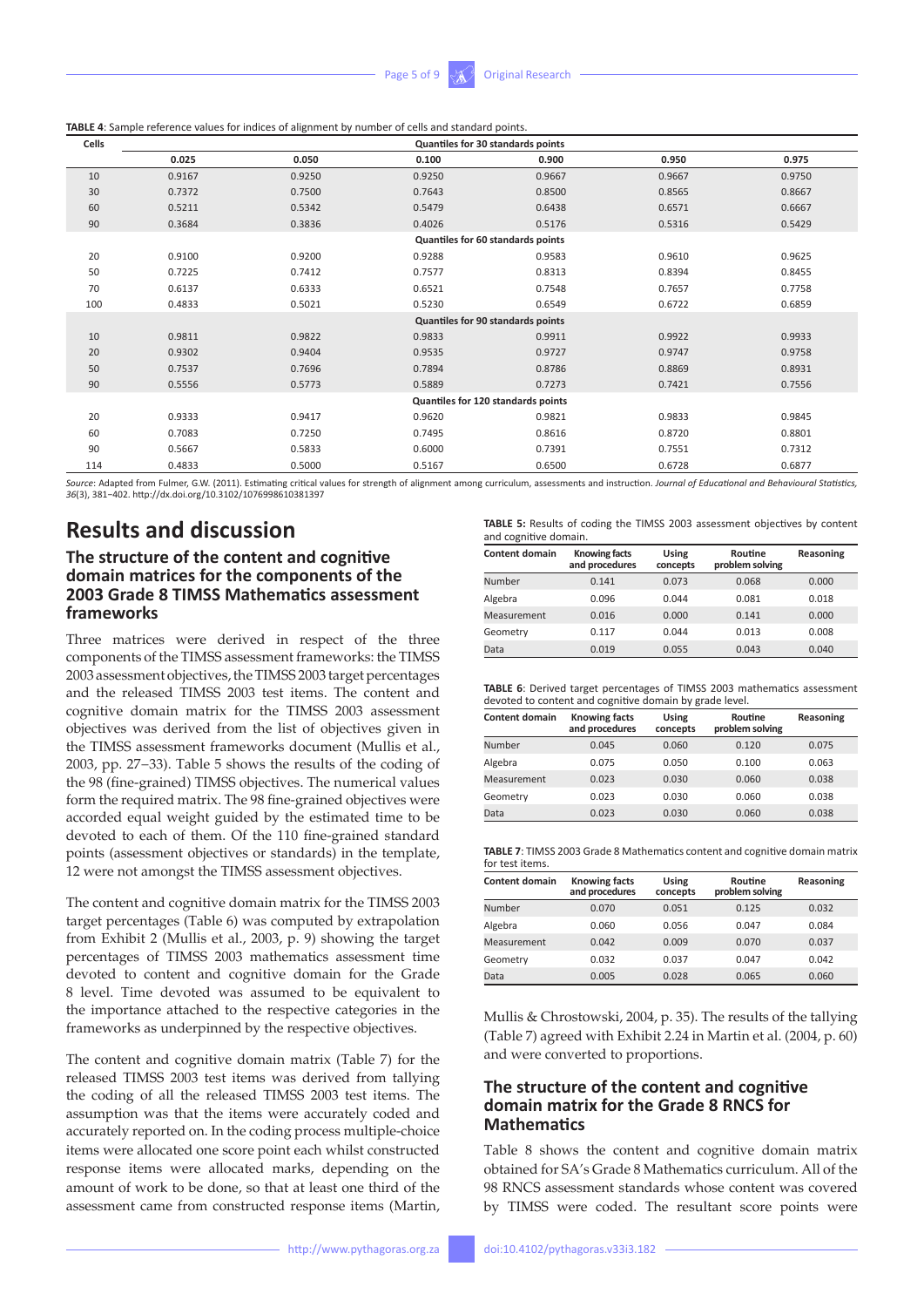**TABLE 4**: Sample reference values for indices of alignment by number of cells and standard points.

| Cells | Quantiles for 30 standards points | | | | | |
|---|---|---|---|---|---|---|
| | 0.025 | 0.050 | 0.100 | 0.900 | 0.950 | 0.975 |
| 10 | 0.9167 | 0.9250 | 0.9250 | 0.9667 | 0.9667 | 0.9750 |
| 30 | 0.7372 | 0.7500 | 0.7643 | 0.8500 | 0.8565 | 0.8667 |
| 60 | 0.5211 | 0.5342 | 0.5479 | 0.6438 | 0.6571 | 0.6667 |
| 90 | 0.3684 | 0.3836 | 0.4026 | 0.5176 | 0.5316 | 0.5429 |
| | Quantiles for 60 standards points | | | | | |
| 20 | 0.9100 | 0.9200 | 0.9288 | 0.9583 | 0.9610 | 0.9625 |
| 50 | 0.7225 | 0.7412 | 0.7577 | 0.8313 | 0.8394 | 0.8455 |
| 70 | 0.6137 | 0.6333 | 0.6521 | 0.7548 | 0.7657 | 0.7758 |
| 100 | 0.4833 | 0.5021 | 0.5230 | 0.6549 | 0.6722 | 0.6859 |
| | Quantiles for 90 standards points | | | | | |
| 10 | 0.9811 | 0.9822 | 0.9833 | 0.9911 | 0.9922 | 0.9933 |
| 20 | 0.9302 | 0.9404 | 0.9535 | 0.9727 | 0.9747 | 0.9758 |
| 50 | 0.7537 | 0.7696 | 0.7894 | 0.8786 | 0.8869 | 0.8931 |
| 90 | 0.5556 | 0.5773 | 0.5889 | 0.7273 | 0.7421 | 0.7556 |
| | Quantiles for 120 standards points | | | | | |
| 20 | 0.9333 | 0.9417 | 0.9620 | 0.9821 | 0.9833 | 0.9845 |
| 60 | 0.7083 | 0.7250 | 0.7495 | 0.8616 | 0.8720 | 0.8801 |
| 90 | 0.5667 | 0.5833 | 0.6000 | 0.7391 | 0.7551 | 0.7312 |
| 114 | 0.4833 | 0.5000 | 0.5167 | 0.6500 | 0.6728 | 0.6877 |

*Source*: Adapted from Fulmer, G.W. (2011). Estimating critical values for strength of alignment among curriculum, assessments and instruction. *Journal of Educational and Behavioural Statistics, 36*(3), 381–402. http://dx.doi.org/10.3102/1076998610381397

## Results and discussion

### The structure of the content and cognitive domain matrices for the components of the 2003 Grade 8 TIMSS Mathematics assessment frameworks

Three matrices were derived in respect of the three components of the TIMSS assessment frameworks: the TIMSS 2003 assessment objectives, the TIMSS 2003 target percentages and the released TIMSS 2003 test items. The content and cognitive domain matrix for the TIMSS 2003 assessment objectives was derived from the list of objectives given in the TIMSS assessment frameworks document (Mullis et al., 2003, pp. 27–33). Table 5 shows the results of the coding of the 98 (fine-grained) TIMSS objectives. The numerical values form the required matrix. The 98 fine-grained objectives were accorded equal weight guided by the estimated time to be devoted to each of them. Of the 110 fine-grained standard points (assessment objectives or standards) in the template, 12 were not amongst the TIMSS assessment objectives.

The content and cognitive domain matrix for the TIMSS 2003 target percentages (Table 6) was computed by extrapolation from Exhibit 2 (Mullis et al., 2003, p. 9) showing the target percentages of TIMSS 2003 mathematics assessment time devoted to content and cognitive domain for the Grade 8 level. Time devoted was assumed to be equivalent to the importance attached to the respective categories in the frameworks as underpinned by the respective objectives.

The content and cognitive domain matrix (Table 7) for the released TIMSS 2003 test items was derived from tallying the coding of all the released TIMSS 2003 test items. The assumption was that the items were accurately coded and accurately reported on. In the coding process multiple-choice items were allocated one score point each whilst constructed response items were allocated marks, depending on the amount of work to be done, so that at least one third of the assessment came from constructed response items (Martin, Mullis & Chrostowski, 2004, p. 35). The results of the tallying (Table 7) agreed with Exhibit 2.24 in Martin et al. (2004, p. 60) and were converted to proportions.

**TABLE 5:** Results of coding the TIMSS 2003 assessment objectives by content and cognitive domain.

| Content domain | Knowing facts and procedures | Using concepts | Routine problem solving | Reasoning |
|---|---|---|---|---|
| Number | 0.141 | 0.073 | 0.068 | 0.000 |
| Algebra | 0.096 | 0.044 | 0.081 | 0.018 |
| Measurement | 0.016 | 0.000 | 0.141 | 0.000 |
| Geometry | 0.117 | 0.044 | 0.013 | 0.008 |
| Data | 0.019 | 0.055 | 0.043 | 0.040 |

**TABLE 6**: Derived target percentages of TIMSS 2003 mathematics assessment devoted to content and cognitive domain by grade level.

| Content domain | Knowing facts and procedures | Using concepts | Routine problem solving | Reasoning |
|---|---|---|---|---|
| Number | 0.045 | 0.060 | 0.120 | 0.075 |
| Algebra | 0.075 | 0.050 | 0.100 | 0.063 |
| Measurement | 0.023 | 0.030 | 0.060 | 0.038 |
| Geometry | 0.023 | 0.030 | 0.060 | 0.038 |
| Data | 0.023 | 0.030 | 0.060 | 0.038 |

**TABLE 7**: TIMSS 2003 Grade 8 Mathematics content and cognitive domain matrix for test items.

| Content domain | Knowing facts and procedures | Using concepts | Routine problem solving | Reasoning |
|---|---|---|---|---|
| Number | 0.070 | 0.051 | 0.125 | 0.032 |
| Algebra | 0.060 | 0.056 | 0.047 | 0.084 |
| Measurement | 0.042 | 0.009 | 0.070 | 0.037 |
| Geometry | 0.032 | 0.037 | 0.047 | 0.042 |
| Data | 0.005 | 0.028 | 0.065 | 0.060 |

### The structure of the content and cognitive domain matrix for the Grade 8 RNCS for Mathematics

Table 8 shows the content and cognitive domain matrix obtained for SA's Grade 8 Mathematics curriculum. All of the 98 RNCS assessment standards whose content was covered by TIMSS were coded. The resultant score points were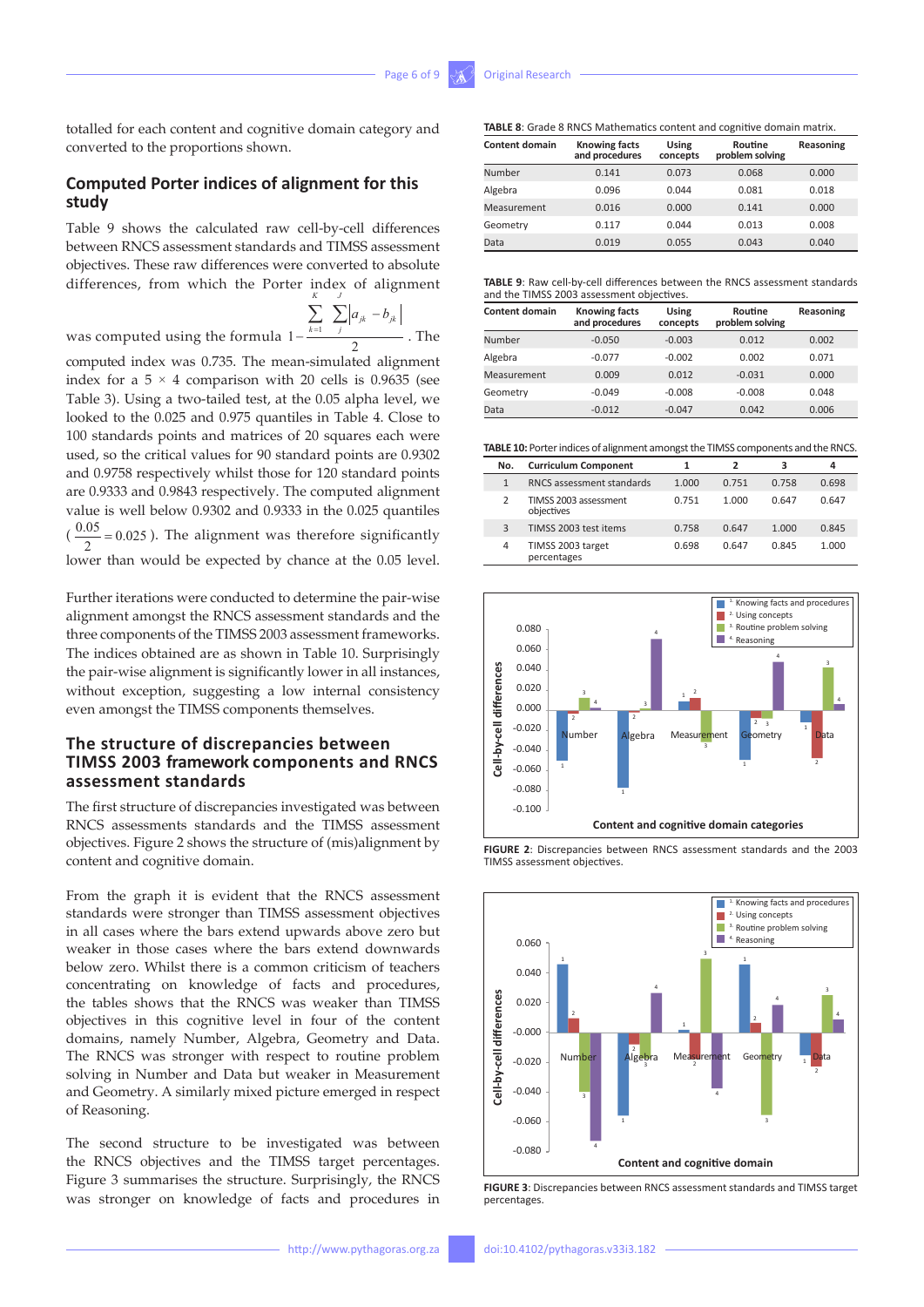totalled for each content and cognitive domain category and converted to the proportions shown.

## Computed Porter indices of alignment for this study

Table 9 shows the calculated raw cell-by-cell differences between RNCS assessment standards and TIMSS assessment objectives. These raw differences were converted to absolute differences, from which the Porter index of alignment was computed using the formula $1-\frac{\sum_{k=1}^{K}\sum_{j}^{J}\left|a_{jk}-b_{jk}\right|}{2}$. The computed index was 0.735. The mean-simulated alignment index for a 5 × 4 comparison with 20 cells is 0.9635 (see Table 3). Using a two-tailed test, at the 0.05 alpha level, we looked to the 0.025 and 0.975 quantiles in Table 4. Close to 100 standards points and matrices of 20 squares each were used, so the critical values for 90 standard points are 0.9302 and 0.9758 respectively whilst those for 120 standard points are 0.9333 and 0.9843 respectively. The computed alignment value is well below 0.9302 and 0.9333 in the 0.025 quantiles ($\frac{0.05}{2}=0.025$). The alignment was therefore significantly lower than would be expected by chance at the 0.05 level.

Further iterations were conducted to determine the pair-wise alignment amongst the RNCS assessment standards and the three components of the TIMSS 2003 assessment frameworks. The indices obtained are as shown in Table 10. Surprisingly the pair-wise alignment is significantly lower in all instances, without exception, suggesting a low internal consistency even amongst the TIMSS components themselves.

## The structure of discrepancies between TIMSS 2003 framework components and RNCS assessment standards

The first structure of discrepancies investigated was between RNCS assessments standards and the TIMSS assessment objectives. Figure 2 shows the structure of (mis)alignment by content and cognitive domain.

From the graph it is evident that the RNCS assessment standards were stronger than TIMSS assessment objectives in all cases where the bars extend upwards above zero but weaker in those cases where the bars extend downwards below zero. Whilst there is a common criticism of teachers concentrating on knowledge of facts and procedures, the tables shows that the RNCS was weaker than TIMSS objectives in this cognitive level in four of the content domains, namely Number, Algebra, Geometry and Data. The RNCS was stronger with respect to routine problem solving in Number and Data but weaker in Measurement and Geometry. A similarly mixed picture emerged in respect of Reasoning.

The second structure to be investigated was between the RNCS objectives and the TIMSS target percentages. Figure 3 summarises the structure. Surprisingly, the RNCS was stronger on knowledge of facts and procedures in

**TABLE 8**: Grade 8 RNCS Mathematics content and cognitive domain matrix.

| Content domain | Knowing facts and procedures | Using concepts | Routine problem solving | Reasoning |
|---|---|---|---|---|
| Number | 0.141 | 0.073 | 0.068 | 0.000 |
| Algebra | 0.096 | 0.044 | 0.081 | 0.018 |
| Measurement | 0.016 | 0.000 | 0.141 | 0.000 |
| Geometry | 0.117 | 0.044 | 0.013 | 0.008 |
| Data | 0.019 | 0.055 | 0.043 | 0.040 |

**TABLE 9**: Raw cell-by-cell differences between the RNCS assessment standards and the TIMSS 2003 assessment objectives.

| Content domain | Knowing facts and procedures | Using concepts | Routine problem solving | Reasoning |
|---|---|---|---|---|
| Number | -0.050 | -0.003 | 0.012 | 0.002 |
| Algebra | -0.077 | -0.002 | 0.002 | 0.071 |
| Measurement | 0.009 | 0.012 | -0.031 | 0.000 |
| Geometry | -0.049 | -0.008 | -0.008 | 0.048 |
| Data | -0.012 | -0.047 | 0.042 | 0.006 |

**TABLE 10:** Porter indices of alignment amongst the TIMSS components and the RNCS.

| No. | Curriculum Component | 1 | 2 | 3 | 4 |
|---|---|---|---|---|---|
| 1 | RNCS assessment standards | 1.000 | 0.751 | 0.758 | 0.698 |
| 2 | TIMSS 2003 assessment objectives | 0.751 | 1.000 | 0.647 | 0.647 |
| 3 | TIMSS 2003 test items | 0.758 | 0.647 | 1.000 | 0.845 |
| 4 | TIMSS 2003 target percentages | 0.698 | 0.647 | 0.845 | 1.000 |

**FIGURE 2**: Discrepancies between RNCS assessment standards and the 2003 TIMSS assessment objectives.

**FIGURE 3**: Discrepancies between RNCS assessment standards and TIMSS target percentages.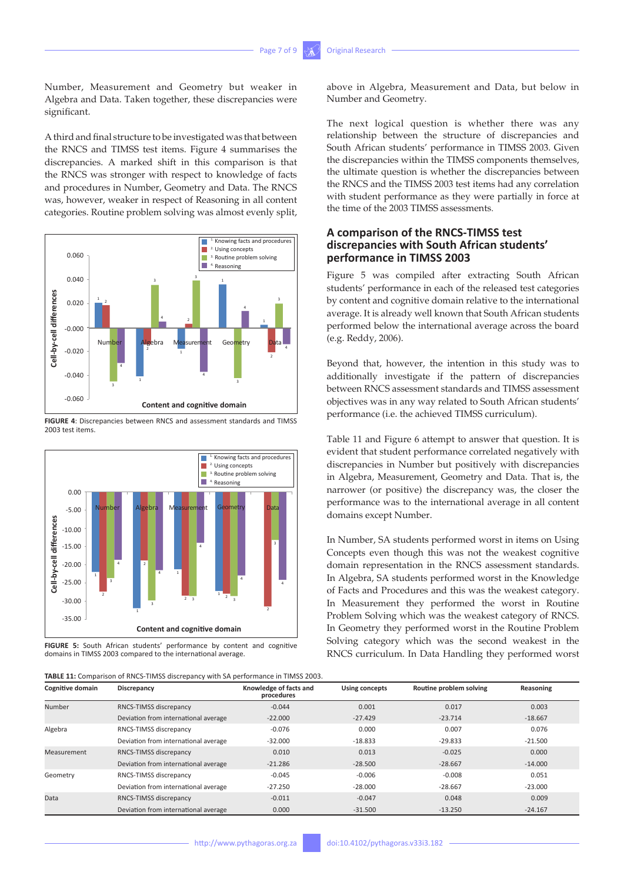Number, Measurement and Geometry but weaker in Algebra and Data. Taken together, these discrepancies were significant.

A third and final structure to be investigated was that between the RNCS and TIMSS test items. Figure 4 summarises the discrepancies. A marked shift in this comparison is that the RNCS was stronger with respect to knowledge of facts and procedures in Number, Geometry and Data. The RNCS was, however, weaker in respect of Reasoning in all content categories. Routine problem solving was almost evenly split, above in Algebra, Measurement and Data, but below in Number and Geometry.

**FIGURE 4**: Discrepancies between RNCS and assessment standards and TIMSS 2003 test items.

**FIGURE 5:** South African students' performance by content and cognitive domains in TIMSS 2003 compared to the international average.

The next logical question is whether there was any relationship between the structure of discrepancies and South African students' performance in TIMSS 2003. Given the discrepancies within the TIMSS components themselves, the ultimate question is whether the discrepancies between the RNCS and the TIMSS 2003 test items had any correlation with student performance as they were partially in force at the time of the 2003 TIMSS assessments.

### A comparison of the RNCS-TIMSS test discrepancies with South African students' performance in TIMSS 2003

Figure 5 was compiled after extracting South African students' performance in each of the released test categories by content and cognitive domain relative to the international average. It is already well known that South African students performed below the international average across the board (e.g. Reddy, 2006).

Beyond that, however, the intention in this study was to additionally investigate if the pattern of discrepancies between RNCS assessment standards and TIMSS assessment objectives was in any way related to South African students' performance (i.e. the achieved TIMSS curriculum).

Table 11 and Figure 6 attempt to answer that question. It is evident that student performance correlated negatively with discrepancies in Number but positively with discrepancies in Algebra, Measurement, Geometry and Data. That is, the narrower (or positive) the discrepancy was, the closer the performance was to the international average in all content domains except Number.

In Number, SA students performed worst in items on Using Concepts even though this was not the weakest cognitive domain representation in the RNCS assessment standards. In Algebra, SA students performed worst in the Knowledge of Facts and Procedures and this was the weakest category. In Measurement they performed the worst in Routine Problem Solving which was the weakest category of RNCS. In Geometry they performed worst in the Routine Problem Solving category which was the second weakest in the RNCS curriculum. In Data Handling they performed worst

**TABLE 11:** Comparison of RNCS-TIMSS discrepancy with SA performance in TIMSS 2003.

| Cognitive domain | Discrepancy | Knowledge of facts and procedures | Using concepts | Routine problem solving | Reasoning |
|---|---|---|---|---|---|
| Number | RNCS-TIMSS discrepancy | -0.044 | 0.001 | 0.017 | 0.003 |
| | Deviation from international average | -22.000 | -27.429 | -23.714 | -18.667 |
| Algebra | RNCS-TIMSS discrepancy | -0.076 | 0.000 | 0.007 | 0.076 |
| | Deviation from international average | -32.000 | -18.833 | -29.833 | -21.500 |
| Measurement | RNCS-TIMSS discrepancy | 0.010 | 0.013 | -0.025 | 0.000 |
| | Deviation from international average | -21.286 | -28.500 | -28.667 | -14.000 |
| Geometry | RNCS-TIMSS discrepancy | -0.045 | -0.006 | -0.008 | 0.051 |
| | Deviation from international average | -27.250 | -28.000 | -28.667 | -23.000 |
| Data | RNCS-TIMSS discrepancy | -0.011 | -0.047 | 0.048 | 0.009 |
| | Deviation from international average | 0.000 | -31.500 | -13.250 | -24.167 |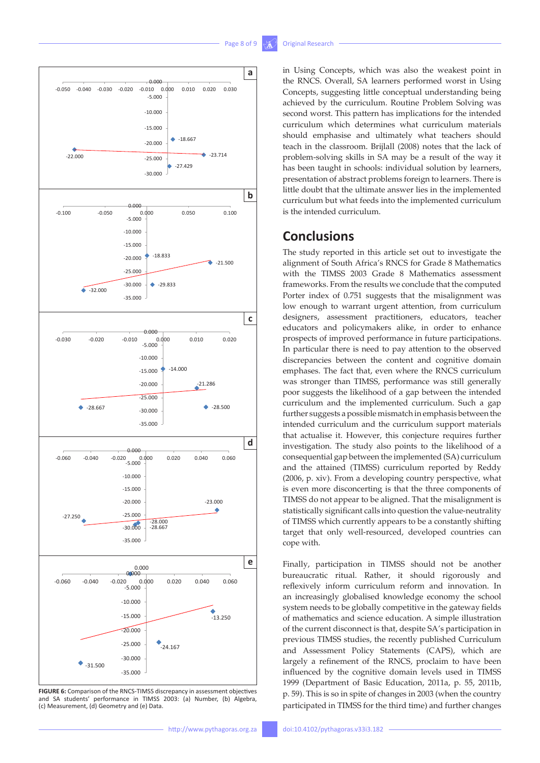a

-0.050 -0.040 -0.030 -0.020 -0.010 0.000 0.010 0.020 0.030

0.000 -5.000 -10.000 -15.000 -20.000 -25.000 -30.000

-18.667
-22.000
-23.714
-27.429

b

-0.100 -0.050 0.000 0.050 0.100

0.000 -5.000 -10.000 -15.000 -20.000 -25.000 -30.000 -35.000

-18.833
-21.500
-29.833
-32.000

c

-0.030 -0.020 -0.010 0.000 0.010 0.020

0.000 -5.000 -10.000 -15.000 -20.000 -25.000 -30.000 -35.000

-14.000
-21.286
-28.667
-28.500

d

-0.060 -0.040 -0.020 0.000 0.020 0.040 0.060

0.000 -5.000 -10.000 -15.000 -20.000 -25.000 -30.000 -35.000

-23.000
-27.250
-28.000
-28.667

e

-0.060 -0.040 -0.020 0.000 0.020 0.040 0.060

0.000 -5.000 -10.000 -15.000 -20.000 -25.000 -30.000 -35.000

0.000
-13.250
-24.167
-31.500

**FIGURE 6:** Comparison of the RNCS-TIMSS discrepancy in assessment objectives and SA students' performance in TIMSS 2003: (a) Number, (b) Algebra, (c) Measurement, (d) Geometry and (e) Data.

in Using Concepts, which was also the weakest point in the RNCS. Overall, SA learners performed worst in Using Concepts, suggesting little conceptual understanding being achieved by the curriculum. Routine Problem Solving was second worst. This pattern has implications for the intended curriculum which determines what curriculum materials should emphasise and ultimately what teachers should teach in the classroom. Brijlall (2008) notes that the lack of problem-solving skills in SA may be a result of the way it has been taught in schools: individual solution by learners, presentation of abstract problems foreign to learners. There is little doubt that the ultimate answer lies in the implemented curriculum but what feeds into the implemented curriculum is the intended curriculum.

## Conclusions

The study reported in this article set out to investigate the alignment of South Africa's RNCS for Grade 8 Mathematics with the TIMSS 2003 Grade 8 Mathematics assessment frameworks. From the results we conclude that the computed Porter index of 0.751 suggests that the misalignment was low enough to warrant urgent attention, from curriculum designers, assessment practitioners, educators, teacher educators and policymakers alike, in order to enhance prospects of improved performance in future participations. In particular there is need to pay attention to the observed discrepancies between the content and cognitive domain emphases. The fact that, even where the RNCS curriculum was stronger than TIMSS, performance was still generally poor suggests the likelihood of a gap between the intended curriculum and the implemented curriculum. Such a gap further suggests a possible mismatch in emphasis between the intended curriculum and the curriculum support materials that actualise it. However, this conjecture requires further investigation. The study also points to the likelihood of a consequential gap between the implemented (SA) curriculum and the attained (TIMSS) curriculum reported by Reddy (2006, p. xiv). From a developing country perspective, what is even more disconcerting is that the three components of TIMSS do not appear to be aligned. That the misalignment is statistically significant calls into question the value-neutrality of TIMSS which currently appears to be a constantly shifting target that only well-resourced, developed countries can cope with.

Finally, participation in TIMSS should not be another bureaucratic ritual. Rather, it should rigorously and reflexively inform curriculum reform and innovation. In an increasingly globalised knowledge economy the school system needs to be globally competitive in the gateway fields of mathematics and science education. A simple illustration of the current disconnect is that, despite SA's participation in previous TIMSS studies, the recently published Curriculum and Assessment Policy Statements (CAPS), which are largely a refinement of the RNCS, proclaim to have been influenced by the cognitive domain levels used in TIMSS 1999 (Department of Basic Education, 2011a, p. 55, 2011b, p. 59). This is so in spite of changes in 2003 (when the country participated in TIMSS for the third time) and further changes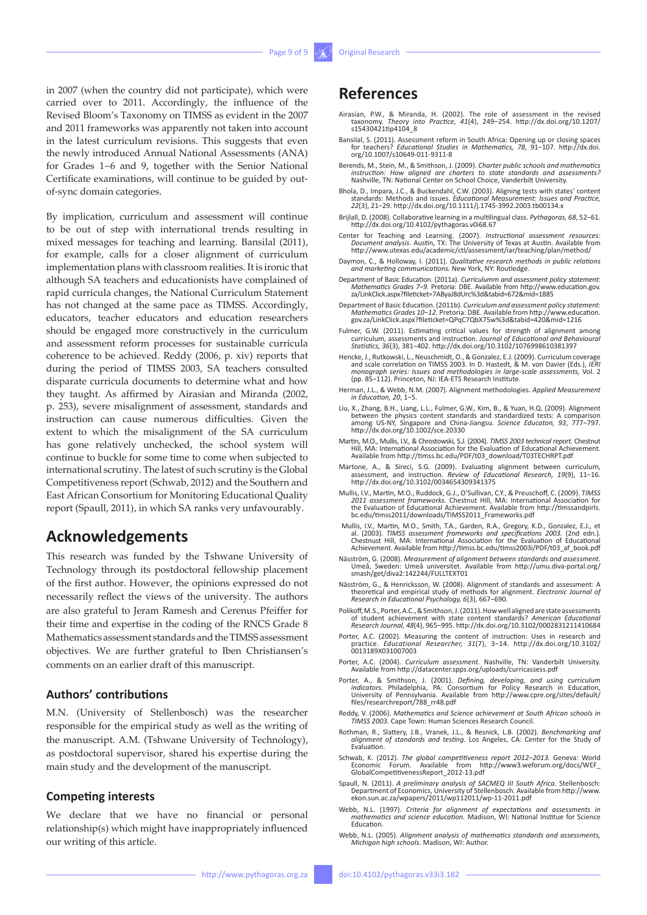in 2007 (when the country did not participate), which were carried over to 2011. Accordingly, the influence of the Revised Bloom's Taxonomy on TIMSS as evident in the 2007 and 2011 frameworks was apparently not taken into account in the latest curriculum revisions. This suggests that even the newly introduced Annual National Assessments (ANA) for Grades 1–6 and 9, together with the Senior National Certificate examinations, will continue to be guided by out-of-sync domain categories.

By implication, curriculum and assessment will continue to be out of step with international trends resulting in mixed messages for teaching and learning. Bansilal (2011), for example, calls for a closer alignment of curriculum implementation plans with classroom realities. It is ironic that although SA teachers and educationists have complained of rapid curricula changes, the National Curriculum Statement has not changed at the same pace as TIMSS. Accordingly, educators, teacher educators and education researchers should be engaged more constructively in the curriculum and assessment reform processes for sustainable curricula coherence to be achieved. Reddy (2006, p. xiv) reports that during the period of TIMSS 2003, SA teachers consulted disparate curricula documents to determine what and how they taught. As affirmed by Airasian and Miranda (2002, p. 253), severe misalignment of assessment, standards and instruction can cause numerous difficulties. Given the extent to which the misalignment of the SA curriculum has gone relatively unchecked, the school system will continue to buckle for some time to come when subjected to international scrutiny. The latest of such scrutiny is the Global Competitiveness report (Schwab, 2012) and the Southern and East African Consortium for Monitoring Educational Quality report (Spaull, 2011), in which SA ranks very unfavourably.

## Acknowledgements

This research was funded by the Tshwane University of Technology through its postdoctoral fellowship placement of the first author. However, the opinions expressed do not necessarily reflect the views of the university. The authors are also grateful to Jeram Ramesh and Cerenus Pfeiffer for their time and expertise in the coding of the RNCS Grade 8 Mathematics assessment standards and the TIMSS assessment objectives. We are further grateful to Iben Christiansen's comments on an earlier draft of this manuscript.

### Authors' contributions

M.N. (University of Stellenbosch) was the researcher responsible for the empirical study as well as the writing of the manuscript. A.M. (Tshwane University of Technology), as postdoctoral supervisor, shared his expertise during the main study and the development of the manuscript.

### Competing interests

We declare that we have no financial or personal relationship(s) which might have inappropriately influenced our writing of this article.

## References

Airasian, P.W., & Miranda, H. (2002). The role of assessment in the revised taxonomy. *Theory into Practice, 41*(4), 249–254. http://dx.doi.org/10.1207/s15430421tip4104_8

Bansilal, S. (2011). Assessment reform in South Africa: Opening up or closing spaces for teachers? *Educational Studies in Mathematics, 78*, 91–107. http://dx.doi.org/10.1007/s10649-011-9311-8

Berends, M., Stein, M., & Smithson, J. (2009). *Charter public schools and mathematics instruction: How aligned are charters to state standards and assessments?* Nashville, TN: National Center on School Choice, Vanderbilt University.

Bhola, D., Impara, J.C., & Buckendahl, C.W. (2003). Aligning tests with states' content standards: Methods and issues. *Educational Measurement: Issues and Practice, 22*(3), 21–29. http://dx.doi.org/10.1111/j.1745-3992.2003.tb00134.x

Brijlall, D. (2008). Collaborative learning in a multilingual class. *Pythagoras, 68*, 52–61. http://dx.doi.org/10.4102/pythagoras.v0i68.67

Center for Teaching and Learning. (2007). *Instructional assessment resources: Document analysis*. Austin, TX: The University of Texas at Austin. Available from http://www.utexas.edu/academic/ctl/assessment/iar/teaching/plan/method/

Daymon, C., & Holloway, I. (2011). *Qualitative research methods in public relations and marketing communications.* New York, NY: Routledge.

Department of Basic Education. (2011a). *Curriculum and assessment policy statement: Mathematics Grades 7–9.* Pretoria: DBE. Available from http://www.education.gov.za/LinkClick.aspx?fileticket=7AByaJ8dUrc%3d&tabid=672&mid=1885

Department of Basic Education. (2011b). *Curriculum and assessment policy statement: Mathematics Grades 10–12.* Pretoria: DBE. Available from http://www.education.gov.za/LinkClick.aspx?fileticket=QPqC7QbX75w%3d&tabid=420&mid=1216

Fulmer, G.W. (2011). Estimating critical values for strength of alignment among curriculum, assessments and instruction. *Journal of Educational and Behavioural Statistics, 36*(3), 381–402. http://dx.doi.org/10.3102/1076998610381397

Hencke, J., Rutkowski, L., Neuschmidt, O., & Gonzalez, E.J. (2009). Curriculum coverage and scale correlation on TIMSS 2003. In D. Hastedt, & M. von Davier (Eds.), *IERI monograph series: Issues and methodologies in large-scale assessments,* Vol. 2 (pp. 85–112). Princeton, NJ: IEA-ETS Research Institute.

Herman, J.L., & Webb, N.M. (2007). Alignment methodologies. *Applied Measurement in Education, 20*, 1–5.

Liu, X., Zhang, B.H., Liang, L.L., Fulmer, G.W., Kim, B., & Yuan, H.Q. (2009). Alignment between the physics content standards and standardized tests: A comparison among US-NY, Singapore and China-Jiangsu. *Science Educaton, 93*, 777–797. http://dx.doi.org/10.1002/sce.20330

Martin, M.O., Mullis, I.V., & Chrostowski, S.J. (2004). *TIMSS 2003 technical report.* Chestnut Hill, MA: International Association for the Evaluation of Educational Achievement. Available from http://timss.bc.edu/PDF/t03_download/T03TECHRPT.pdf

Martone, A., & Sireci, S.G. (2009). Evaluating alignment between curriculum, assessment, and instruction. *Review of Educational Research, 19*(9), 11–16. http://dx.doi.org/10.3102/0034654309341375

Mullis, I.V., Martin, M.O., Ruddock, G.J., O'Sullivan, C.Y., & Preuschoff, C. (2009). *TIMSS 2011 assessment frameworks.* Chestnut Hill, MA: International Association for the Evaluation of Educational Achievement. Available from http://timssandpirls.bc.edu/timss2011/downloads/TIMSS2011_Frameworks.pdf

Mullis, I.V., Martin, M.O., Smith, T.A., Garden, R.A., Gregory, K.D., Gonzalez, E.J., et al. (2003). *TIMSS assessment frameworks and specifications 2003.* (2nd edn.). Chestnut Hill, MA: International Association for the Evaluation of Educational Achievement. Available from http://timss.bc.edu/timss2003i/PDF/t03_af_book.pdf

Näsström, G. (2008). *Measurement of alignment between standards and assessment.* Umeå, Sweden: Umeå universitet. Available from http://umu.diva-portal.org/smash/get/diva2:142244/FULLTEXT01

Näsström, G., & Henricksson, W. (2008). Alignment of standards and assessment: A theoretical and empirical study of methods for alignment. *Electronic Journal of Research in Educational Psychology, 6*(3), 667–690.

Polikoff, M.S., Porter, A.C., & Smithson, J. (2011). How well aligned are state assessments of student achievement with state content standards? *American Educational Research Journal, 48*(4), 965–995. http://dx.doi.org/10.3102/0002831211410684

Porter, A.C. (2002). Measuring the content of instruction: Uses in research and practice. *Educational Researcher, 31*(7), 3–14. http://dx.doi.org/10.3102/0013189X031007003

Porter, A.C. (2004). *Curriculum assessment.* Nashville, TN: Vanderbilt University. Available from http://datacenter.spps.org/uploads/curricassess.pdf

Porter, A., & Smithson, J. (2001). *Defining, developing, and using curriculum indicators.* Philadelphia, PA: Consortium for Policy Research in Education, University of Pennsylvania. Available from http://www.cpre.org/sites/default/files/researchreport/788_rr48.pdf

Reddy, V. (2006). *Mathematics and Science achievement at South African schools in TIMSS 2003*. Cape Town: Human Sciences Research Council.

Rothman, R., Slattery, J.B., Vranek, J.L., & Resnick, L.B. (2002). *Benchmarking and alignment of standards and testing.* Los Angeles, CA: Center for the Study of Evaluation.

Schwab, K. (2012). *The global competitiveness report 2012–2013.* Geneva: World Economic Forum. Available from http://www3.weforum.org/docs/WEF_GlobalCompetitivenessReport_2012-13.pdf

Spaull, N. (2011). *A preliminary analysis of SACMEQ III South Africa.* Stellenbosch: Department of Economics, University of Stellenbosch. Available from http://www.ekon.sun.ac.za/wpapers/2011/wp112011/wp-11-2011.pdf

Webb, N.L. (1997). *Criteria for alignment of expectations and assessments in mathematics and science education.* Madison, WI: National Institue for Science Education.

Webb, N.L. (2005). *Alignment analysis of mathematics standards and assessments, Michigan high schools.* Madison, WI: Author.